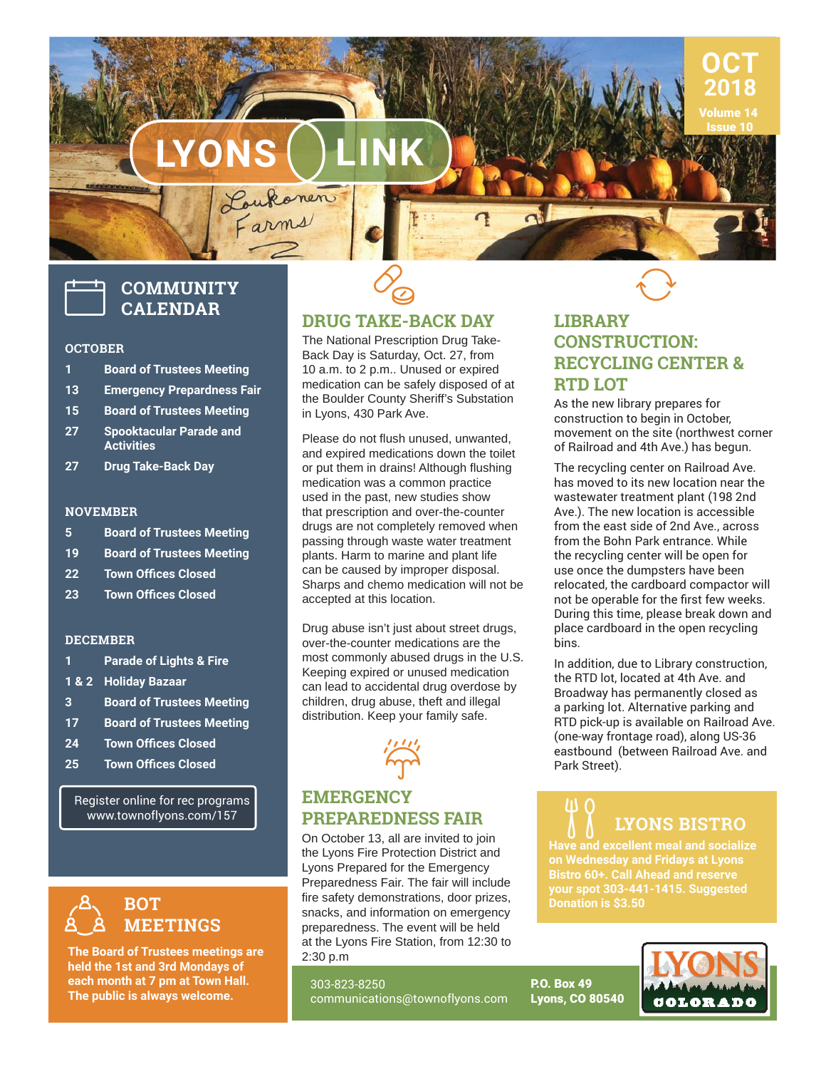# LYONS LINK

OCT 2018
Volume 14
Issue 10

## COMMUNITY CALENDAR

**OCTOBER**

| | |
|---|---|
| 1 | Board of Trustees Meeting |
| 13 | Emergency Prepardness Fair |
| 15 | Board of Trustees Meeting |
| 27 | Spooktacular Parade and Activities |
| 27 | Drug Take-Back Day |

**NOVEMBER**

| | |
|---|---|
| 5 | Board of Trustees Meeting |
| 19 | Board of Trustees Meeting |
| 22 | Town Offices Closed |
| 23 | Town Offices Closed |

**DECEMBER**

| | |
|---|---|
| 1 | Parade of Lights & Fire |
| 1 & 2 | Holiday Bazaar |
| 3 | Board of Trustees Meeting |
| 17 | Board of Trustees Meeting |
| 24 | Town Offices Closed |
| 25 | Town Offices Closed |

Register online for rec programs
www.townoflyons.com/157

## BOT MEETINGS

**The Board of Trustees meetings are held the 1st and 3rd Mondays of each month at 7 pm at Town Hall. The public is always welcome.**

## DRUG TAKE-BACK DAY

The National Prescription Drug Take-Back Day is Saturday, Oct. 27, from 10 a.m. to 2 p.m.. Unused or expired medication can be safely disposed of at the Boulder County Sheriff's Substation in Lyons, 430 Park Ave.

Please do not flush unused, unwanted, and expired medications down the toilet or put them in drains! Although flushing medication was a common practice used in the past, new studies show that prescription and over-the-counter drugs are not completely removed when passing through waste water treatment plants. Harm to marine and plant life can be caused by improper disposal. Sharps and chemo medication will not be accepted at this location.

Drug abuse isn't just about street drugs, over-the-counter medications are the most commonly abused drugs in the U.S. Keeping expired or unused medication can lead to accidental drug overdose by children, drug abuse, theft and illegal distribution. Keep your family safe.

## EMERGENCY PREPAREDNESS FAIR

On October 13, all are invited to join the Lyons Fire Protection District and Lyons Prepared for the Emergency Preparedness Fair. The fair will include fire safety demonstrations, door prizes, snacks, and information on emergency preparedness. The event will be held at the Lyons Fire Station, from 12:30 to 2:30 p.m

## LIBRARY CONSTRUCTION: RECYCLING CENTER & RTD LOT

As the new library prepares for construction to begin in October, movement on the site (northwest corner of Railroad and 4th Ave.) has begun.

The recycling center on Railroad Ave. has moved to its new location near the wastewater treatment plant (198 2nd Ave.). The new location is accessible from the east side of 2nd Ave., across from the Bohn Park entrance. While the recycling center will be open for use once the dumpsters have been relocated, the cardboard compactor will not be operable for the first few weeks. During this time, please break down and place cardboard in the open recycling bins.

In addition, due to Library construction, the RTD lot, located at 4th Ave. and Broadway has permanently closed as a parking lot. Alternative parking and RTD pick-up is available on Railroad Ave. (one-way frontage road), along US-36 eastbound (between Railroad Ave. and Park Street).

## LYONS BISTRO

**Have and excellent meal and socialize on Wednesday and Fridays at Lyons Bistro 60+. Call Ahead and reserve your spot 303-441-1415. Suggested Donation is $3.50**

303-823-8250
communications@townoflyons.com

**P.O. Box 49**
**Lyons, CO 80540**

LYONS COLORADO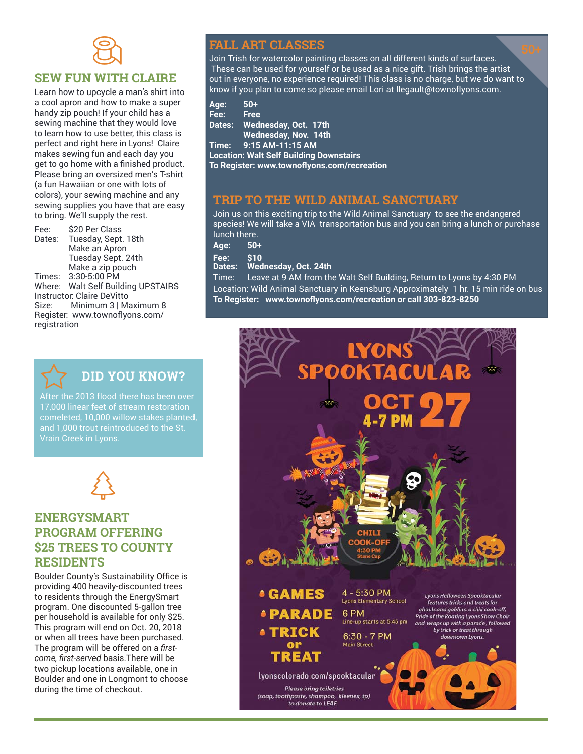## SEW FUN WITH CLAIRE

Learn how to upcycle a man's shirt into a cool apron and how to make a super handy zip pouch! If your child has a sewing machine that they would love to learn how to use better, this class is perfect and right here in Lyons! Claire makes sewing fun and each day you get to go home with a finished product. Please bring an oversized men's T-shirt (a fun Hawaiian or one with lots of colors), your sewing machine and any sewing supplies you have that are easy to bring. We'll supply the rest.

Fee: $20 Per Class
Dates: Tuesday, Sept. 18th
Make an Apron
Tuesday Sept. 24th
Make a zip pouch
Times: 3:30-5:00 PM
Where: Walt Self Building UPSTAIRS
Instructor: Claire DeVitto
Size: Minimum 3 | Maximum 8
Register: www.townoflyons.com/registration

## DID YOU KNOW?

After the 2013 flood there has been over 17,000 linear feet of stream restoration comeleted, 10,000 willow stakes planted, and 1,000 trout reintroduced to the St. Vrain Creek in Lyons.

## ENERGYSMART PROGRAM OFFERING $25 TREES TO COUNTY RESIDENTS

Boulder County's Sustainability Office is providing 400 heavily-discounted trees to residents through the EnergySmart program. One discounted 5-gallon tree per household is available for only $25. This program will end on Oct. 20, 2018 or when all trees have been purchased. The program will be offered on a *first-come, first-served* basis.There will be two pickup locations available, one in Boulder and one in Longmont to choose during the time of checkout.

## FALL ART CLASSES

50+

Join Trish for watercolor painting classes on all different kinds of surfaces. These can be used for yourself or be used as a nice gift. Trish brings the artist out in everyone, no experience required! This class is no charge, but we do want to know if you plan to come so please email Lori at llegault@townoflyons.com.

**Age:** **50+**
**Fee:** **Free**
**Dates:** **Wednesday, Oct. 17th**
**Wednesday, Nov. 14th**
**Time:** **9:15 AM-11:15 AM**
**Location: Walt Self Building Downstairs**
**To Register: www.townoflyons.com/recreation**

## TRIP TO THE WILD ANIMAL SANCTUARY

Join us on this exciting trip to the Wild Animal Sanctuary to see the endangered species! We will take a VIA transportation bus and you can bring a lunch or purchase lunch there.

**Age:** **50+**
**Fee:** **$10**
**Dates:** **Wednesday, Oct. 24th**
Time: Leave at 9 AM from the Walt Self Building, Return to Lyons by 4:30 PM
Location: Wild Animal Sanctuary in Keensburg Approximately 1 hr. 15 min ride on bus
**To Register: www.townoflyons.com/recreation or call 303-823-8250**

## LYONS SPOOKTACULAR

OCT 27
4-7 PM

CHILI COOK-OFF
4:30 PM
Stone Cup

- **GAMES** 4 - 5:30 PM Lyons Elementary School
- **PARADE** 6 PM Line-up starts at 5:45 pm
- **TRICK or TREAT** 6:30 - 7 PM Main Street

*Lyons Halloween Spooktacular features tricks and treats for ghouls and goblins, a chili cook-off, Pride of the Roaring Lyons Show Choir and wraps up with a parade, followed by trick or treat through downtown Lyons.*

lyonscolorado.com/spooktacular

*Please bring toiletries (soap, toothpaste, shampoo, kleenex, tp) to donate to LEAF.*